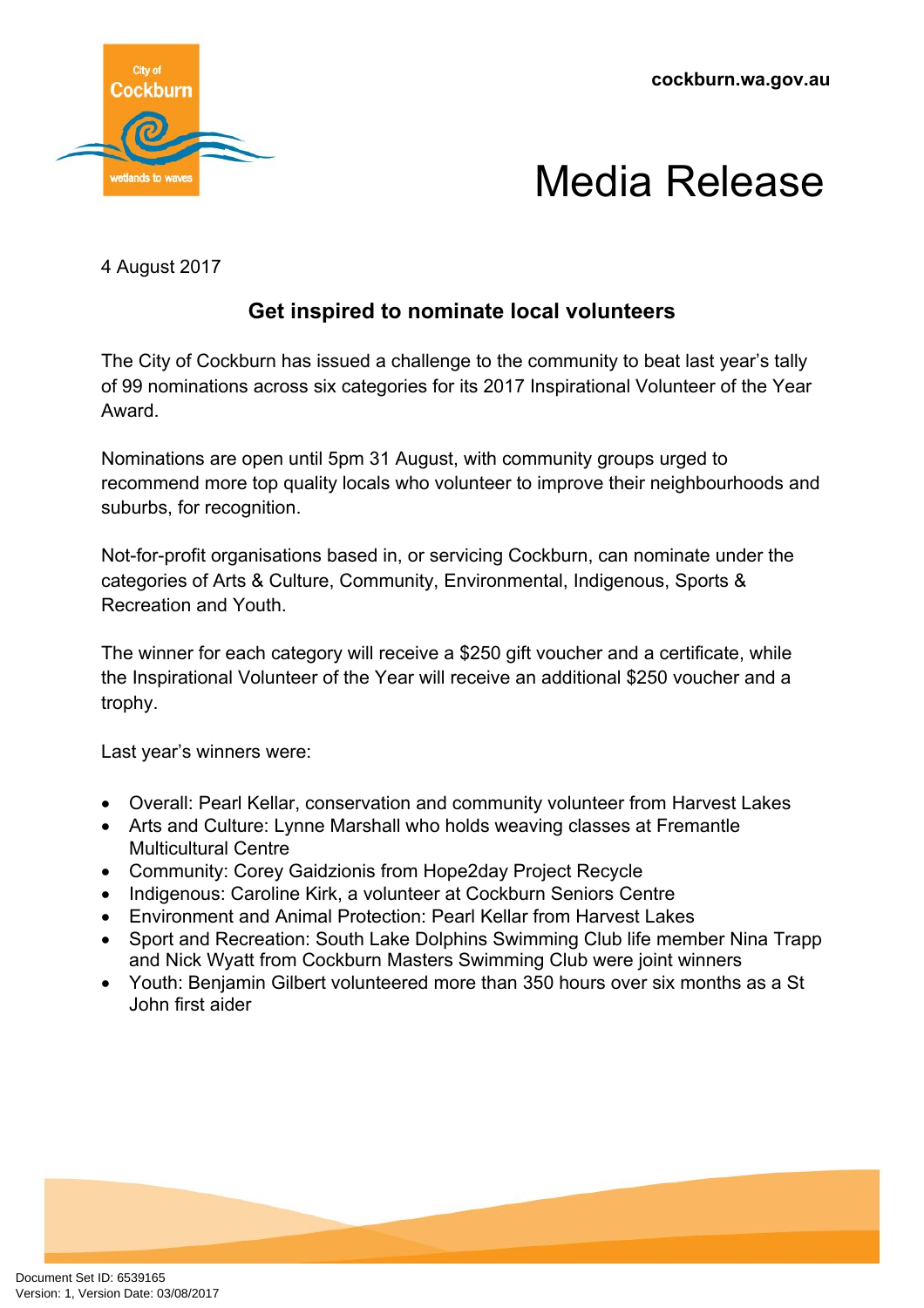cockburn.wa.gov.au

# Media Release

4 August 2017

## Get inspired to nominate local volunteers

The City of Cockburn has issued a challenge to the community to beat last year's tally of 99 nominations across six categories for its 2017 Inspirational Volunteer of the Year Award.

Nominations are open until 5pm 31 August, with community groups urged to recommend more top quality locals who volunteer to improve their neighbourhoods and suburbs, for recognition.

Not-for-profit organisations based in, or servicing Cockburn, can nominate under the categories of Arts & Culture, Community, Environmental, Indigenous, Sports & Recreation and Youth.

The winner for each category will receive a $250 gift voucher and a certificate, while the Inspirational Volunteer of the Year will receive an additional $250 voucher and a trophy.

Last year's winners were:

- Overall: Pearl Kellar, conservation and community volunteer from Harvest Lakes
- Arts and Culture: Lynne Marshall who holds weaving classes at Fremantle Multicultural Centre
- Community: Corey Gaidzionis from Hope2day Project Recycle
- Indigenous: Caroline Kirk, a volunteer at Cockburn Seniors Centre
- Environment and Animal Protection: Pearl Kellar from Harvest Lakes
- Sport and Recreation: South Lake Dolphins Swimming Club life member Nina Trapp and Nick Wyatt from Cockburn Masters Swimming Club were joint winners
- Youth: Benjamin Gilbert volunteered more than 350 hours over six months as a St John first aider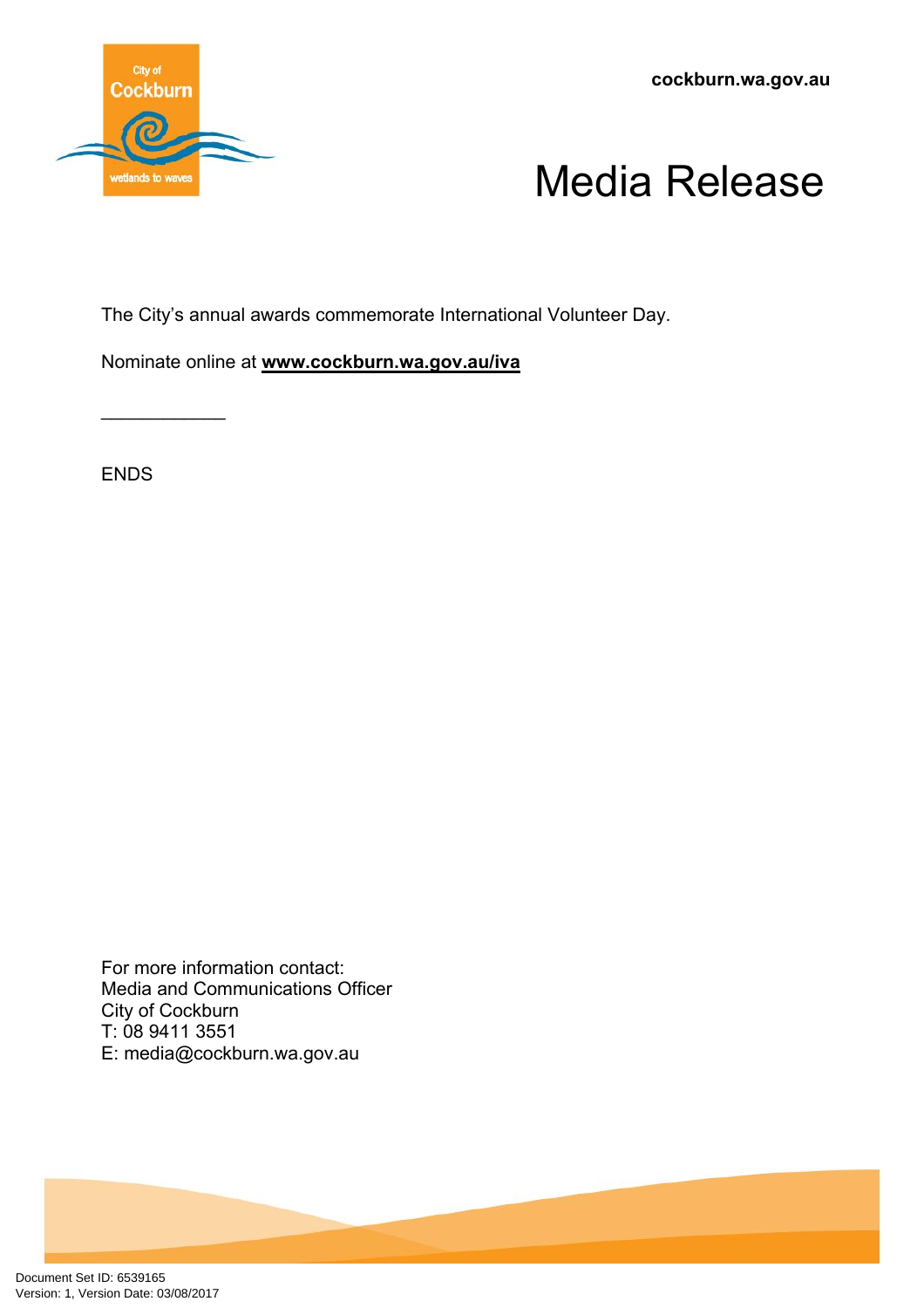# Media Release

The City's annual awards commemorate International Volunteer Day.

Nominate online at **www.cockburn.wa.gov.au/iva**

___________

ENDS

For more information contact:
Media and Communications Officer
City of Cockburn
T: 08 9411 3551
E: media@cockburn.wa.gov.au